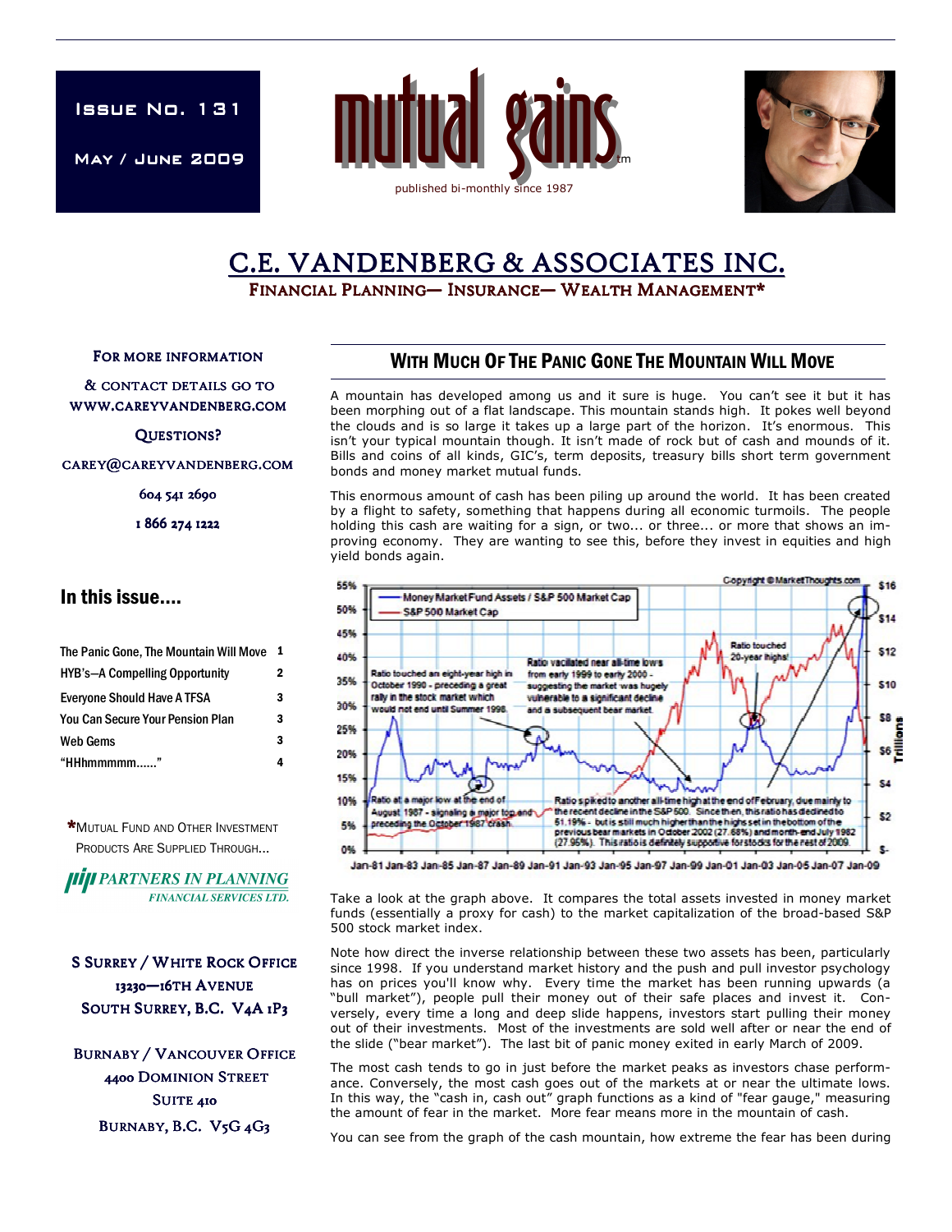Issue No. 131

May / June 2009

# mutual gains

published bi-monthly since 1987

# C.E. VANDENBERG & ASSOCIATES INC.

FINANCIAL PLANNING— INSURANCE— WEALTH MANAGEMENT*

FOR MORE INFORMATION

& CONTACT DETAILS GO TO WWW.CAREYVANDENBERG.COM

QUESTIONS?

CAREY@CAREYVANDENBERG.COM

604 541 2690

1 866 274 1222

## In this issue....

| | |
|---|---|
| The Panic Gone, The Mountain Will Move | 1 |
| HYB's—A Compelling Opportunity | 2 |
| Everyone Should Have A TFSA | 3 |
| You Can Secure Your Pension Plan | 3 |
| Web Gems | 3 |
| "HHhmmmmm......" | 4 |

*MUTUAL FUND AND OTHER INVESTMENT PRODUCTS ARE SUPPLIED THROUGH...

PARTNERS IN PLANNING FINANCIAL SERVICES LTD.

S SURREY / WHITE ROCK OFFICE
13230—16TH AVENUE
SOUTH SURREY, B.C. V4A 1P3

BURNABY / VANCOUVER OFFICE
4400 DOMINION STREET
SUITE 410
BURNABY, B.C. V5G 4G3

## With Much Of The Panic Gone The Mountain Will Move

A mountain has developed among us and it sure is huge. You can't see it but it has been morphing out of a flat landscape. This mountain stands high. It pokes well beyond the clouds and is so large it takes up a large part of the horizon. It's enormous. This isn't your typical mountain though. It isn't made of rock but of cash and mounds of it. Bills and coins of all kinds, GIC's, term deposits, treasury bills short term government bonds and money market mutual funds.

This enormous amount of cash has been piling up around the world. It has been created by a flight to safety, something that happens during all economic turmoils. The people holding this cash are waiting for a sign, or two... or three... or more that shows an improving economy. They are wanting to see this, before they invest in equities and high yield bonds again.

Take a look at the graph above. It compares the total assets invested in money market funds (essentially a proxy for cash) to the market capitalization of the broad-based S&P 500 stock market index.

Note how direct the inverse relationship between these two assets has been, particularly since 1998. If you understand market history and the push and pull investor psychology has on prices you'll know why. Every time the market has been running upwards (a "bull market"), people pull their money out of their safe places and invest it. Conversely, every time a long and deep slide happens, investors start pulling their money out of their investments. Most of the investments are sold well after or near the end of the slide ("bear market"). The last bit of panic money exited in early March of 2009.

The most cash tends to go in just before the market peaks as investors chase performance. Conversely, the most cash goes out of the markets at or near the ultimate lows. In this way, the "cash in, cash out" graph functions as a kind of "fear gauge," measuring the amount of fear in the market. More fear means more in the mountain of cash.

You can see from the graph of the cash mountain, how extreme the fear has been during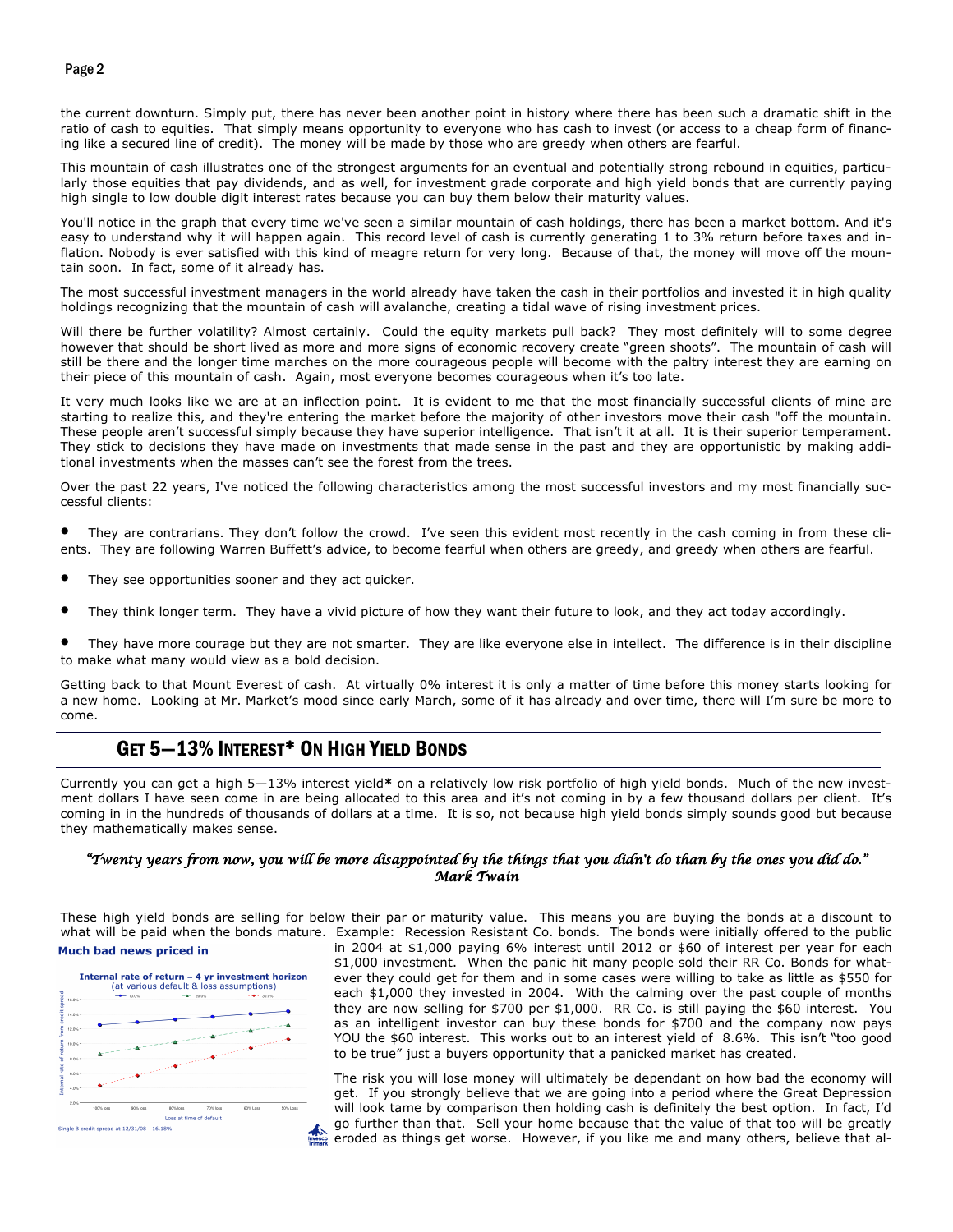the current downturn. Simply put, there has never been another point in history where there has been such a dramatic shift in the ratio of cash to equities. That simply means opportunity to everyone who has cash to invest (or access to a cheap form of financing like a secured line of credit). The money will be made by those who are greedy when others are fearful.

This mountain of cash illustrates one of the strongest arguments for an eventual and potentially strong rebound in equities, particularly those equities that pay dividends, and as well, for investment grade corporate and high yield bonds that are currently paying high single to low double digit interest rates because you can buy them below their maturity values.

You'll notice in the graph that every time we've seen a similar mountain of cash holdings, there has been a market bottom. And it's easy to understand why it will happen again. This record level of cash is currently generating 1 to 3% return before taxes and inflation. Nobody is ever satisfied with this kind of meagre return for very long. Because of that, the money will move off the mountain soon. In fact, some of it already has.

The most successful investment managers in the world already have taken the cash in their portfolios and invested it in high quality holdings recognizing that the mountain of cash will avalanche, creating a tidal wave of rising investment prices.

Will there be further volatility? Almost certainly. Could the equity markets pull back? They most definitely will to some degree however that should be short lived as more and more signs of economic recovery create "green shoots". The mountain of cash will still be there and the longer time marches on the more courageous people will become with the paltry interest they are earning on their piece of this mountain of cash. Again, most everyone becomes courageous when it's too late.

It very much looks like we are at an inflection point. It is evident to me that the most financially successful clients of mine are starting to realize this, and they're entering the market before the majority of other investors move their cash "off the mountain. These people aren't successful simply because they have superior intelligence. That isn't it at all. It is their superior temperament. They stick to decisions they have made on investments that made sense in the past and they are opportunistic by making additional investments when the masses can't see the forest from the trees.

Over the past 22 years, I've noticed the following characteristics among the most successful investors and my most financially successful clients:

- They are contrarians. They don't follow the crowd. I've seen this evident most recently in the cash coming in from these clients. They are following Warren Buffett's advice, to become fearful when others are greedy, and greedy when others are fearful.
- They see opportunities sooner and they act quicker.
- They think longer term. They have a vivid picture of how they want their future to look, and they act today accordingly.
- They have more courage but they are not smarter. They are like everyone else in intellect. The difference is in their discipline to make what many would view as a bold decision.

Getting back to that Mount Everest of cash. At virtually 0% interest it is only a matter of time before this money starts looking for a new home. Looking at Mr. Market's mood since early March, some of it has already and over time, there will I'm sure be more to come.

## Get 5—13% Interest* On High Yield Bonds

Currently you can get a high 5—13% interest yield* on a relatively low risk portfolio of high yield bonds. Much of the new investment dollars I have seen come in are being allocated to this area and it's not coming in by a few thousand dollars per client. It's coming in in the hundreds of thousands of dollars at a time. It is so, not because high yield bonds simply sounds good but because they mathematically makes sense.

*"Twenty years from now, you will be more disappointed by the things that you didn't do than by the ones you did do."*
*Mark Twain*

These high yield bonds are selling for below their par or maturity value. This means you are buying the bonds at a discount to what will be paid when the bonds mature. Example: Recession Resistant Co. bonds. The bonds were initially offered to the public in 2004 at $1,000 paying 6% interest until 2012 or $60 of interest per year for each $1,000 investment. When the panic hit many people sold their RR Co. Bonds for whatever they could get for them and in some cases were willing to take as little as $550 for each $1,000 they invested in 2004. With the calming over the past couple of months they are now selling for $700 per $1,000. RR Co. is still paying the $60 interest. You as an intelligent investor can buy these bonds for $700 and the company now pays YOU the $60 interest. This works out to an interest yield of 8.6%. This isn't "too good to be true" just a buyers opportunity that a panicked market has created.

**Much bad news priced in**

Internal rate of return – 4 yr investment horizon (at various default & loss assumptions)

Single B credit spread at 12/31/08 – 16.18%

The risk you will lose money will ultimately be dependant on how bad the economy will get. If you strongly believe that we are going into a period where the Great Depression will look tame by comparison then holding cash is definitely the best option. In fact, I'd go further than that. Sell your home because that the value of that too will be greatly eroded as things get worse. However, if you like me and many others, believe that al-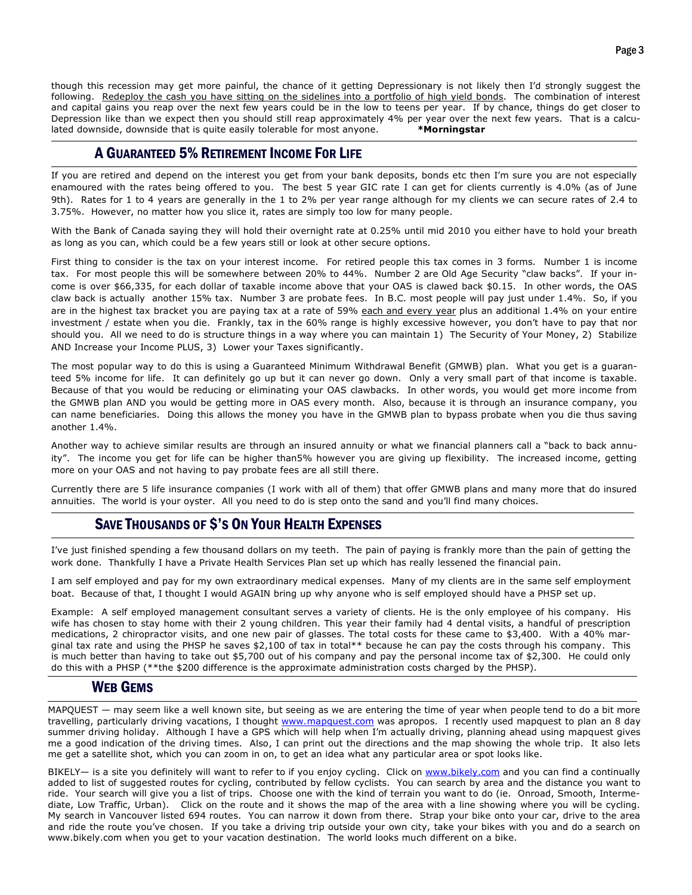though this recession may get more painful, the chance of it getting Depressionary is not likely then I'd strongly suggest the following. Redeploy the cash you have sitting on the sidelines into a portfolio of high yield bonds. The combination of interest and capital gains you reap over the next few years could be in the low to teens per year. If by chance, things do get closer to Depression like than we expect then you should still reap approximately 4% per year over the next few years. That is a calculated downside, downside that is quite easily tolerable for most anyone. **\*Morningstar**

## A GUARANTEED 5% RETIREMENT INCOME FOR LIFE

If you are retired and depend on the interest you get from your bank deposits, bonds etc then I'm sure you are not especially enamoured with the rates being offered to you. The best 5 year GIC rate I can get for clients currently is 4.0% (as of June 9th). Rates for 1 to 4 years are generally in the 1 to 2% per year range although for my clients we can secure rates of 2.4 to 3.75%. However, no matter how you slice it, rates are simply too low for many people.

With the Bank of Canada saying they will hold their overnight rate at 0.25% until mid 2010 you either have to hold your breath as long as you can, which could be a few years still or look at other secure options.

First thing to consider is the tax on your interest income. For retired people this tax comes in 3 forms. Number 1 is income tax. For most people this will be somewhere between 20% to 44%. Number 2 are Old Age Security "claw backs". If your income is over $66,335, for each dollar of taxable income above that your OAS is clawed back $0.15. In other words, the OAS claw back is actually another 15% tax. Number 3 are probate fees. In B.C. most people will pay just under 1.4%. So, if you are in the highest tax bracket you are paying tax at a rate of 59% each and every year plus an additional 1.4% on your entire investment / estate when you die. Frankly, tax in the 60% range is highly excessive however, you don't have to pay that nor should you. All we need to do is structure things in a way where you can maintain 1) The Security of Your Money, 2) Stabilize AND Increase your Income PLUS, 3) Lower your Taxes significantly.

The most popular way to do this is using a Guaranteed Minimum Withdrawal Benefit (GMWB) plan. What you get is a guaranteed 5% income for life. It can definitely go up but it can never go down. Only a very small part of that income is taxable. Because of that you would be reducing or eliminating your OAS clawbacks. In other words, you would get more income from the GMWB plan AND you would be getting more in OAS every month. Also, because it is through an insurance company, you can name beneficiaries. Doing this allows the money you have in the GMWB plan to bypass probate when you die thus saving another 1.4%.

Another way to achieve similar results are through an insured annuity or what we financial planners call a "back to back annuity". The income you get for life can be higher than5% however you are giving up flexibility. The increased income, getting more on your OAS and not having to pay probate fees are all still there.

Currently there are 5 life insurance companies (I work with all of them) that offer GMWB plans and many more that do insured annuities. The world is your oyster. All you need to do is step onto the sand and you'll find many choices.

## SAVE THOUSANDS OF $'S ON YOUR HEALTH EXPENSES

I've just finished spending a few thousand dollars on my teeth. The pain of paying is frankly more than the pain of getting the work done. Thankfully I have a Private Health Services Plan set up which has really lessened the financial pain.

I am self employed and pay for my own extraordinary medical expenses. Many of my clients are in the same self employment boat. Because of that, I thought I would AGAIN bring up why anyone who is self employed should have a PHSP set up.

Example: A self employed management consultant serves a variety of clients. He is the only employee of his company. His wife has chosen to stay home with their 2 young children. This year their family had 4 dental visits, a handful of prescription medications, 2 chiropractor visits, and one new pair of glasses. The total costs for these came to $3,400. With a 40% marginal tax rate and using the PHSP he saves $2,100 of tax in total\*\* because he can pay the costs through his company. This is much better than having to take out $5,700 out of his company and pay the personal income tax of $2,300. He could only do this with a PHSP (\*\*the $200 difference is the approximate administration costs charged by the PHSP).

## WEB GEMS

MAPQUEST — may seem like a well known site, but seeing as we are entering the time of year when people tend to do a bit more travelling, particularly driving vacations, I thought www.mapquest.com was apropos. I recently used mapquest to plan an 8 day summer driving holiday. Although I have a GPS which will help when I'm actually driving, planning ahead using mapquest gives me a good indication of the driving times. Also, I can print out the directions and the map showing the whole trip. It also lets me get a satellite shot, which you can zoom in on, to get an idea what any particular area or spot looks like.

BIKELY— is a site you definitely will want to refer to if you enjoy cycling. Click on www.bikely.com and you can find a continually added to list of suggested routes for cycling, contributed by fellow cyclists. You can search by area and the distance you want to ride. Your search will give you a list of trips. Choose one with the kind of terrain you want to do (ie. Onroad, Smooth, Intermediate, Low Traffic, Urban). Click on the route and it shows the map of the area with a line showing where you will be cycling. My search in Vancouver listed 694 routes. You can narrow it down from there. Strap your bike onto your car, drive to the area and ride the route you've chosen. If you take a driving trip outside your own city, take your bikes with you and do a search on www.bikely.com when you get to your vacation destination. The world looks much different on a bike.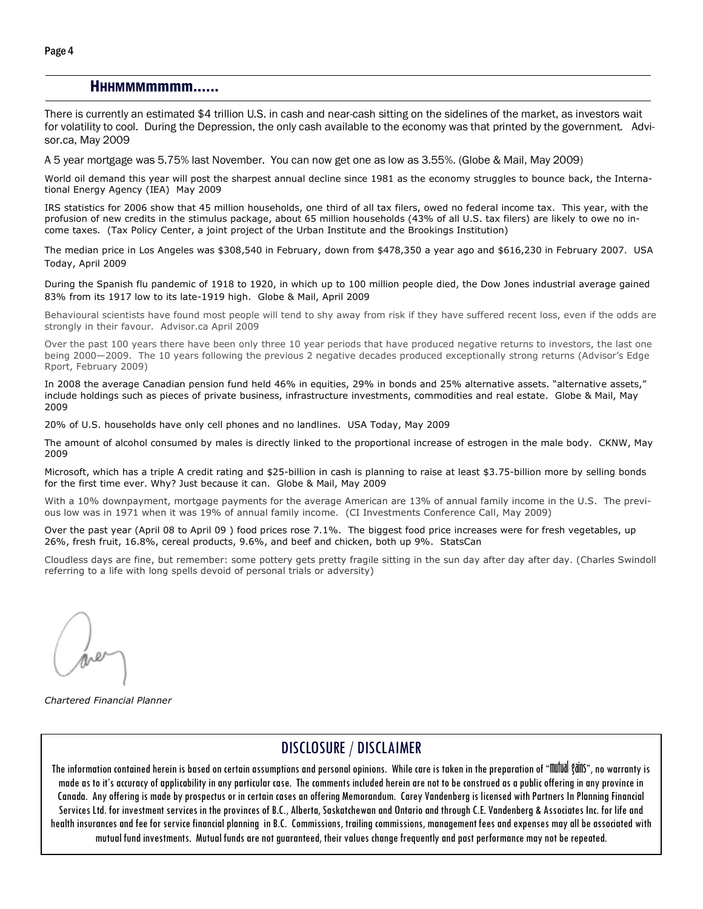## Hhhmmmmmmm......

There is currently an estimated $4 trillion U.S. in cash and near-cash sitting on the sidelines of the market, as investors wait for volatility to cool. During the Depression, the only cash available to the economy was that printed by the government. Advisor.ca, May 2009

A 5 year mortgage was 5.75% last November. You can now get one as low as 3.55%. (Globe & Mail, May 2009)

World oil demand this year will post the sharpest annual decline since 1981 as the economy struggles to bounce back, the International Energy Agency (IEA) May 2009

IRS statistics for 2006 show that 45 million households, one third of all tax filers, owed no federal income tax. This year, with the profusion of new credits in the stimulus package, about 65 million households (43% of all U.S. tax filers) are likely to owe no income taxes. (Tax Policy Center, a joint project of the Urban Institute and the Brookings Institution)

The median price in Los Angeles was $308,540 in February, down from $478,350 a year ago and $616,230 in February 2007. USA Today, April 2009

During the Spanish flu pandemic of 1918 to 1920, in which up to 100 million people died, the Dow Jones industrial average gained 83% from its 1917 low to its late-1919 high. Globe & Mail, April 2009

Behavioural scientists have found most people will tend to shy away from risk if they have suffered recent loss, even if the odds are strongly in their favour. Advisor.ca April 2009

Over the past 100 years there have been only three 10 year periods that have produced negative returns to investors, the last one being 2000—2009. The 10 years following the previous 2 negative decades produced exceptionally strong returns (Advisor's Edge Rport, February 2009)

In 2008 the average Canadian pension fund held 46% in equities, 29% in bonds and 25% alternative assets. "alternative assets," include holdings such as pieces of private business, infrastructure investments, commodities and real estate. Globe & Mail, May 2009

20% of U.S. households have only cell phones and no landlines. USA Today, May 2009

The amount of alcohol consumed by males is directly linked to the proportional increase of estrogen in the male body. CKNW, May 2009

Microsoft, which has a triple A credit rating and $25-billion in cash is planning to raise at least $3.75-billion more by selling bonds for the first time ever. Why? Just because it can. Globe & Mail, May 2009

With a 10% downpayment, mortgage payments for the average American are 13% of annual family income in the U.S. The previous low was in 1971 when it was 19% of annual family income. (CI Investments Conference Call, May 2009)

Over the past year (April 08 to April 09 ) food prices rose 7.1%. The biggest food price increases were for fresh vegetables, up 26%, fresh fruit, 16.8%, cereal products, 9.6%, and beef and chicken, both up 9%. StatsCan

Cloudless days are fine, but remember: some pottery gets pretty fragile sitting in the sun day after day. (Charles Swindoll referring to a life with long spells devoid of personal trials or adversity)

Carey

*Chartered Financial Planner*

## DISCLOSURE / DISCLAIMER

The information contained herein is based on certain assumptions and personal opinions. While care is taken in the preparation of "mutual gains", no warranty is made as to it's accuracy of applicability in any particular case. The comments included herein are not to be construed as a public offering in any province in Canada. Any offering is made by prospectus or in certain cases an offering Memorandum. Carey Vandenberg is licensed with Partners In Planning Financial Services Ltd. for investment services in the provinces of B.C., Alberta, Saskatchewan and Ontario and through C.E. Vandenberg & Associates Inc. for life and health insurances and fee for service financial planning in B.C. Commissions, trailing commissions, management fees and expenses may all be associated with mutual fund investments. Mutual funds are not guaranteed, their values change frequently and past performance may not be repeated.